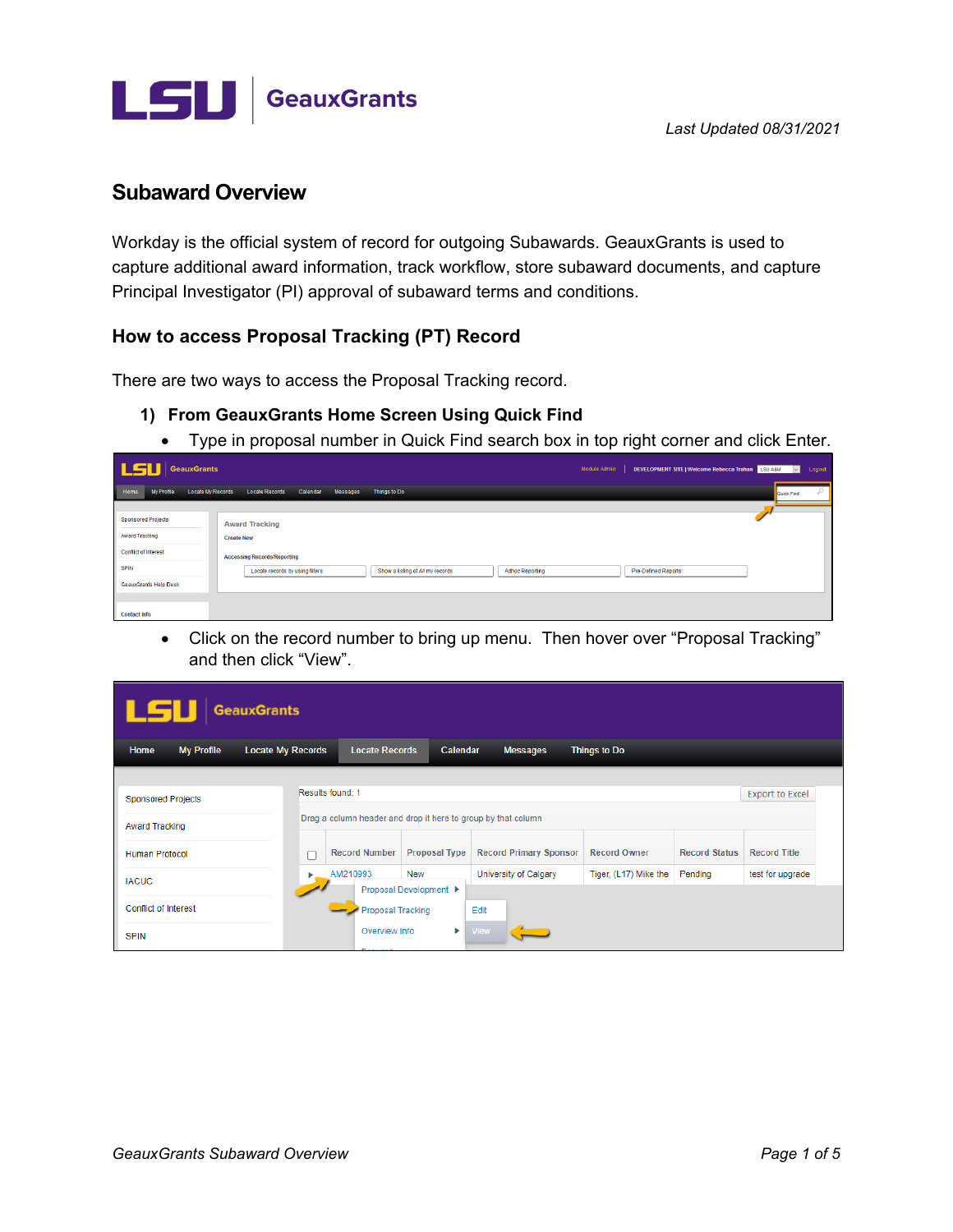# LSU | GeauxGrants

*Last Updated 08/31/2021*

## Subaward Overview

Workday is the official system of record for outgoing Subawards. GeauxGrants is used to capture additional award information, track workflow, store subaward documents, and capture Principal Investigator (PI) approval of subaward terms and conditions.

### How to access Proposal Tracking (PT) Record

There are two ways to access the Proposal Tracking record.

**1) From GeauxGrants Home Screen Using Quick Find**

- Type in proposal number in Quick Find search box in top right corner and click Enter.

- Click on the record number to bring up menu. Then hover over "Proposal Tracking" and then click "View".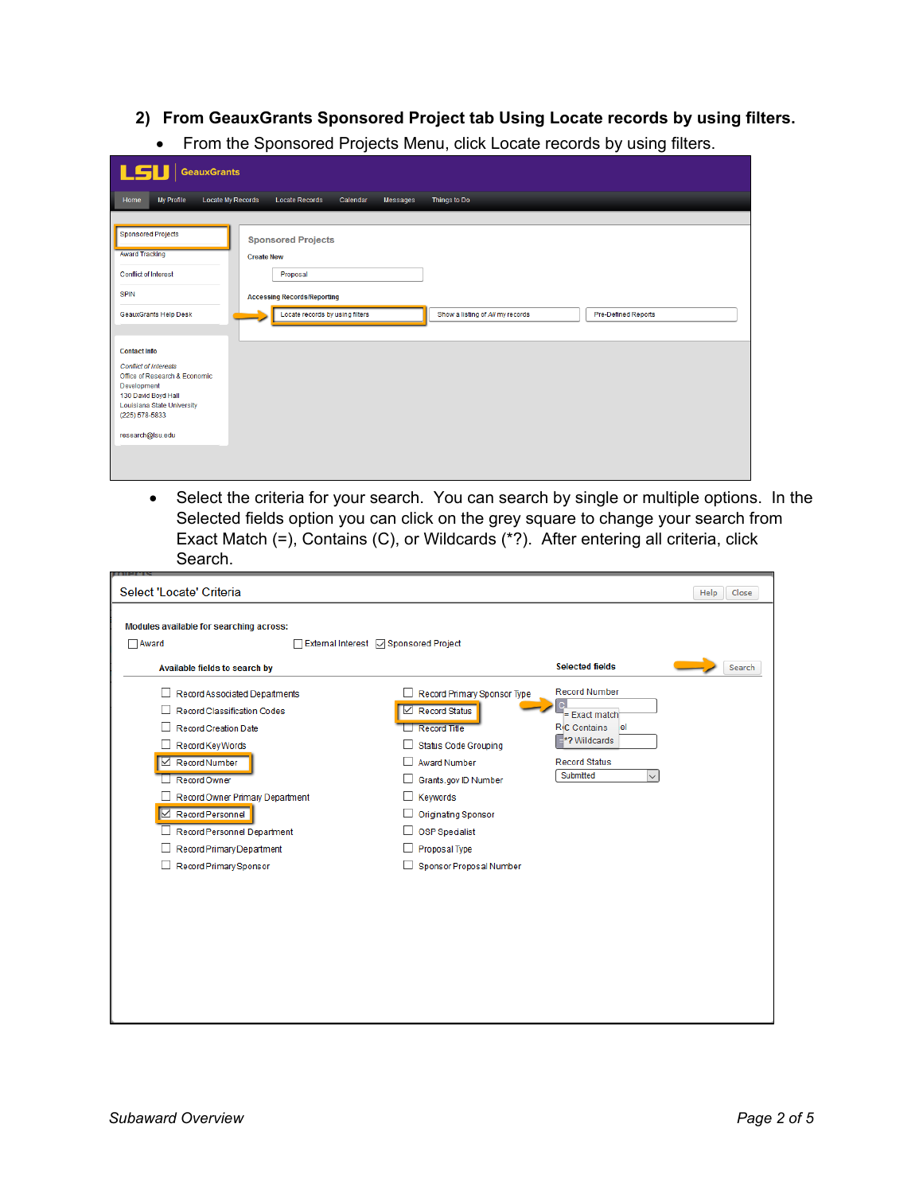## 2) From GeauxGrants Sponsored Project tab Using Locate records by using filters.

- From the Sponsored Projects Menu, click Locate records by using filters.

- Select the criteria for your search. You can search by single or multiple options. In the Selected fields option you can click on the grey square to change your search from Exact Match (=), Contains (C), or Wildcards (*?). After entering all criteria, click Search.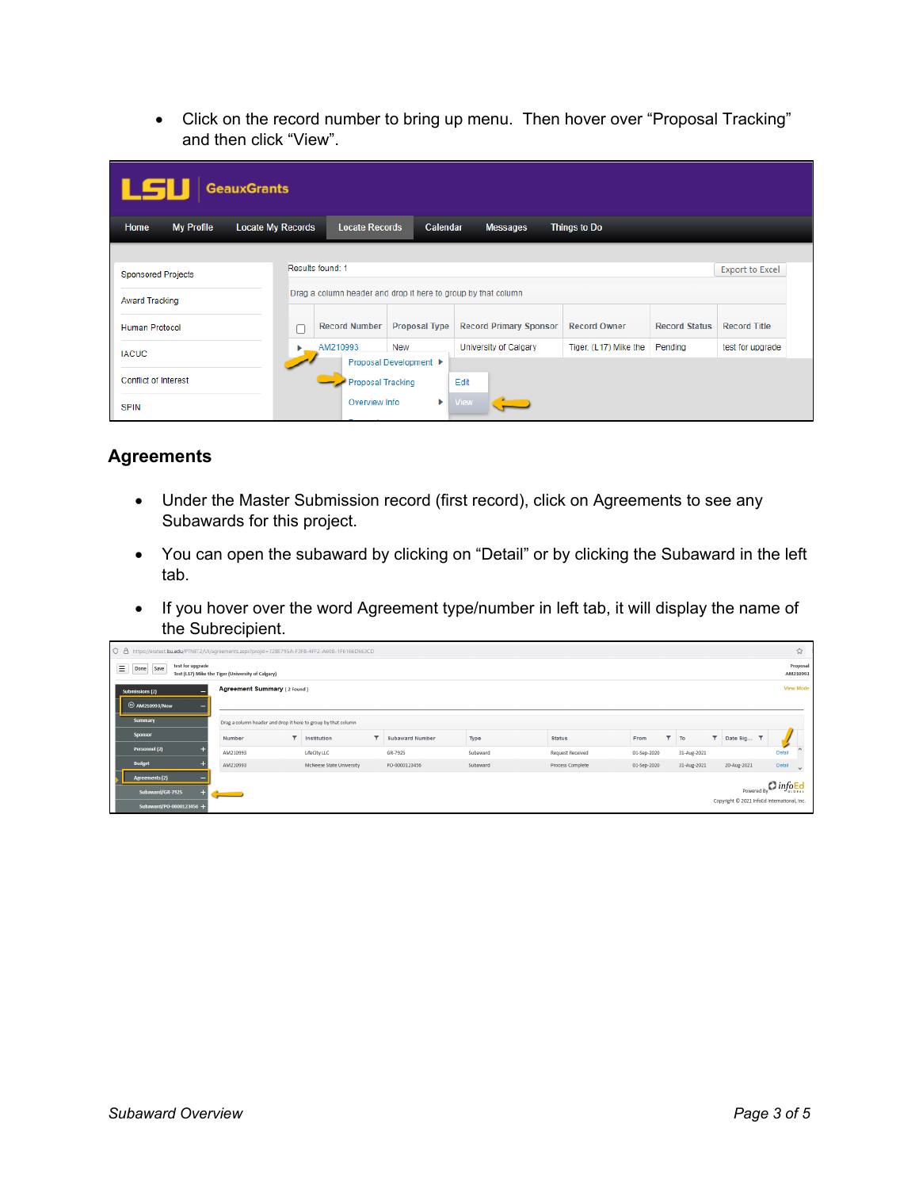- Click on the record number to bring up menu. Then hover over “Proposal Tracking” and then click “View”.

## Agreements

- Under the Master Submission record (first record), click on Agreements to see any Subawards for this project.
- You can open the subaward by clicking on “Detail” or by clicking the Subaward in the left tab.
- If you hover over the word Agreement type/number in left tab, it will display the name of the Subrecipient.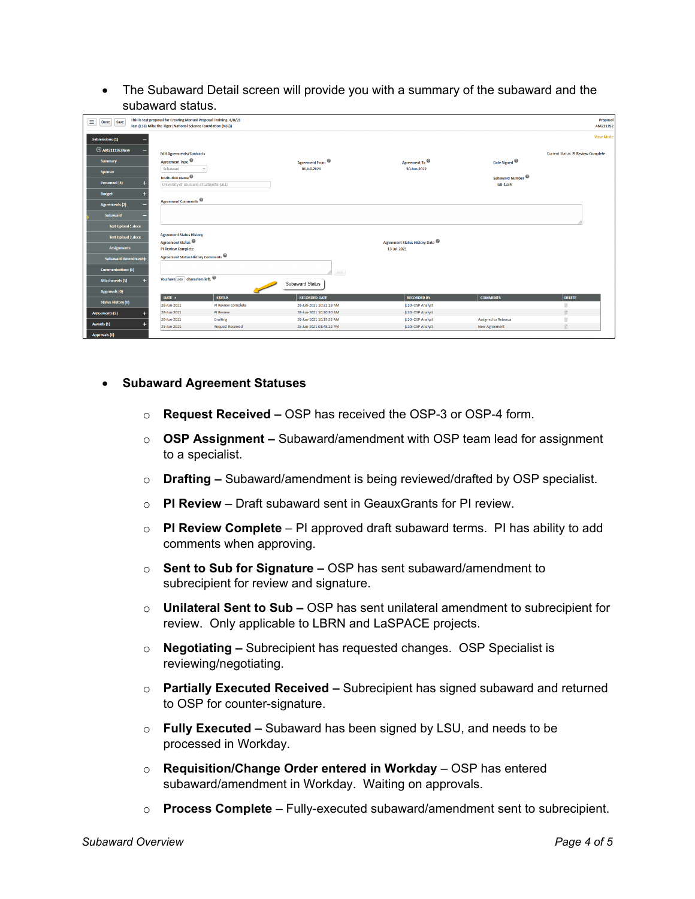- The Subaward Detail screen will provide you with a summary of the subaward and the subaward status.

- **Subaward Agreement Statuses**

  - **Request Received –** OSP has received the OSP-3 or OSP-4 form.
  - **OSP Assignment –** Subaward/amendment with OSP team lead for assignment to a specialist.
  - **Drafting –** Subaward/amendment is being reviewed/drafted by OSP specialist.
  - **PI Review** – Draft subaward sent in GeauxGrants for PI review.
  - **PI Review Complete** – PI approved draft subaward terms. PI has ability to add comments when approving.
  - **Sent to Sub for Signature –** OSP has sent subaward/amendment to subrecipient for review and signature.
  - **Unilateral Sent to Sub –** OSP has sent unilateral amendment to subrecipient for review. Only applicable to LBRN and LaSPACE projects.
  - **Negotiating –** Subrecipient has requested changes. OSP Specialist is reviewing/negotiating.
  - **Partially Executed Received –** Subrecipient has signed subaward and returned to OSP for counter-signature.
  - **Fully Executed –** Subaward has been signed by LSU, and needs to be processed in Workday.
  - **Requisition/Change Order entered in Workday** – OSP has entered subaward/amendment in Workday. Waiting on approvals.
  - **Process Complete** – Fully-executed subaward/amendment sent to subrecipient.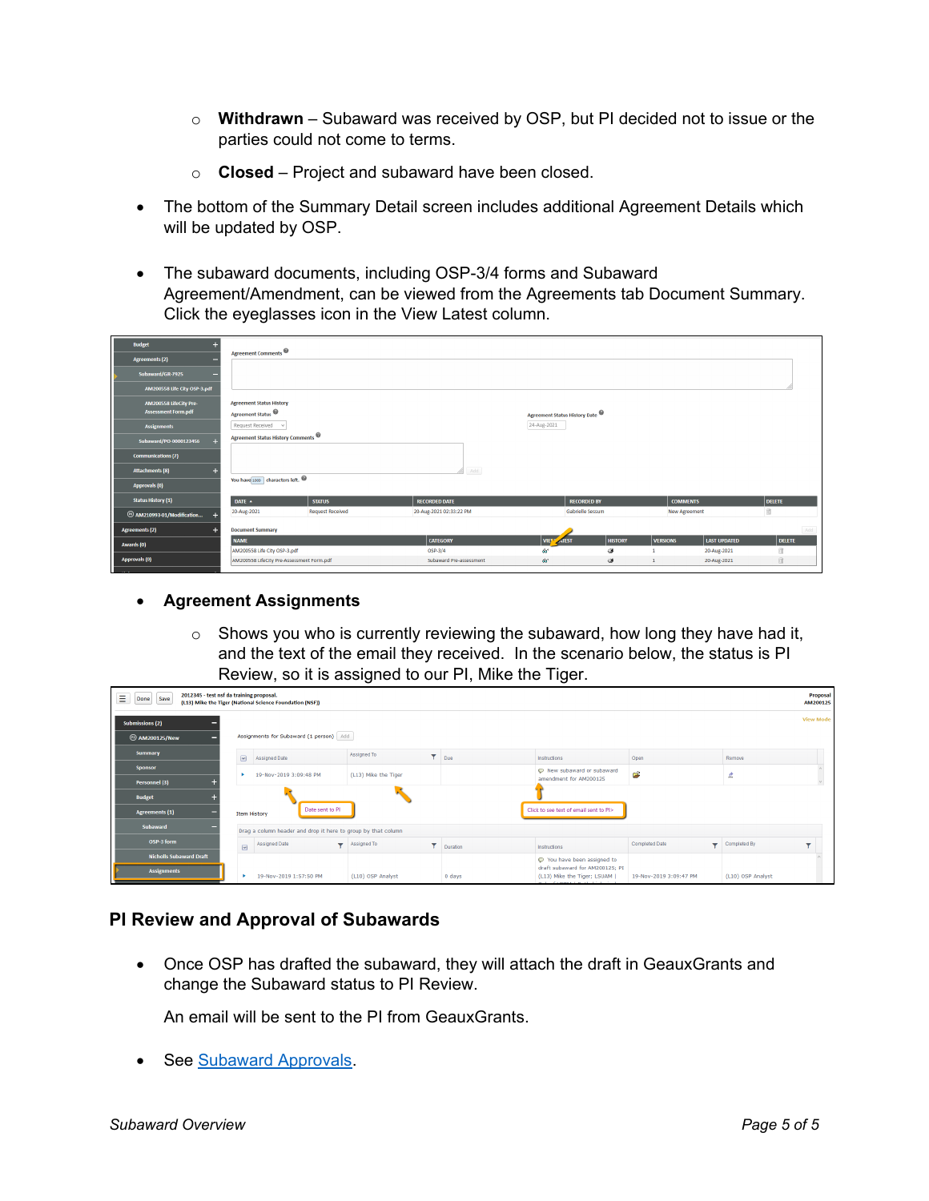- **Withdrawn** – Subaward was received by OSP, but PI decided not to issue or the parties could not come to terms.
- **Closed** – Project and subaward have been closed.

- The bottom of the Summary Detail screen includes additional Agreement Details which will be updated by OSP.

- The subaward documents, including OSP-3/4 forms and Subaward Agreement/Amendment, can be viewed from the Agreements tab Document Summary. Click the eyeglasses icon in the View Latest column.

- **Agreement Assignments**
  - Shows you who is currently reviewing the subaward, how long they have had it, and the text of the email they received. In the scenario below, the status is PI Review, so it is assigned to our PI, Mike the Tiger.

## PI Review and Approval of Subawards

- Once OSP has drafted the subaward, they will attach the draft in GeauxGrants and change the Subaward status to PI Review.

  An email will be sent to the PI from GeauxGrants.

- See Subaward Approvals.